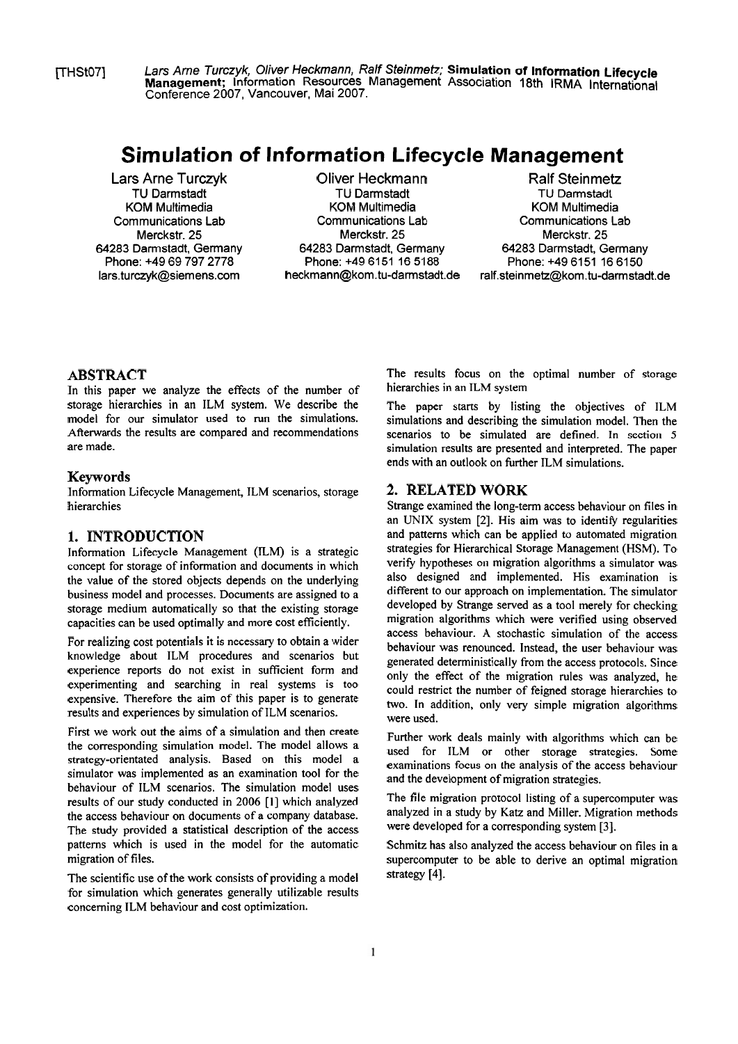[THSt07] *Lars Arne Turczyk, Oliver Heckmann, Ralf Steinmetz;* **Simulation of Information Lifecycle Management;** Information Resources Management Association 18th IRMA International Conference 2007, Vancouver, Mai 2007.

# Simulation of Information Lifecycle Management

**Lars Arne Turczyk**
TU Darmstadt
KOM Multimedia
Communications Lab
Merckstr. 25
64283 Darmstadt, Germany
Phone: +49 69 797 2778
lars.turczyk@siemens.com

**Oliver Heckmann**
TU Darmstadt
KOM Multimedia
Communications Lab
Merckstr. 25
64283 Darmstadt, Germany
Phone: +49 6151 16 5188
heckmann@kom.tu-darmstadt.de

**Ralf Steinmetz**
TU Darmstadt
KOM Multimedia
Communications Lab
Merckstr. 25
64283 Darmstadt, Germany
Phone: +49 6151 16 6150
ralf.steinmetz@kom.tu-darmstadt.de

## ABSTRACT

In this paper we analyze the effects of the number of storage hierarchies in an ILM system. We describe the model for our simulator used to run the simulations. Afterwards the results are compared and recommendations are made.

### Keywords

Information Lifecycle Management, ILM scenarios, storage hierarchies

## 1. INTRODUCTION

Information Lifecycle Management (ILM) is a strategic concept for storage of information and documents in which the value of the stored objects depends on the underlying business model and processes. Documents are assigned to a storage medium automatically so that the existing storage capacities can be used optimally and more cost efficiently.

For realizing cost potentials it is necessary to obtain a wider knowledge about ILM procedures and scenarios but experience reports do not exist in sufficient form and experimenting and searching in real systems is too expensive. Therefore the aim of this paper is to generate results and experiences by simulation of ILM scenarios.

First we work out the aims of a simulation and then create the corresponding simulation model. The model allows a strategy-orientated analysis. Based on this model a simulator was implemented as an examination tool for the behaviour of ILM scenarios. The simulation model uses results of our study conducted in 2006 [1] which analyzed the access behaviour on documents of a company database. The study provided a statistical description of the access patterns which is used in the model for the automatic migration of files.

The scientific use of the work consists of providing a model for simulation which generates generally utilizable results concerning ILM behaviour and cost optimization.

The results focus on the optimal number of storage hierarchies in an ILM system

The paper starts by listing the objectives of ILM simulations and describing the simulation model. Then the scenarios to be simulated are defined. In section 5 simulation results are presented and interpreted. The paper ends with an outlook on further ILM simulations.

## 2. RELATED WORK

Strange examined the long-term access behaviour on files in an UNIX system [2]. His aim was to identify regularities and patterns which can be applied to automated migration strategies for Hierarchical Storage Management (HSM). To verify hypotheses on migration algorithms a simulator was also designed and implemented. His examination is different to our approach on implementation. The simulator developed by Strange served as a tool merely for checking migration algorithms which were verified using observed access behaviour. A stochastic simulation of the access behaviour was renounced. Instead, the user behaviour was generated deterministically from the access protocols. Since only the effect of the migration rules was analyzed, he could restrict the number of feigned storage hierarchies to two. In addition, only very simple migration algorithms were used.

Further work deals mainly with algorithms which can be used for ILM or other storage strategies. Some examinations focus on the analysis of the access behaviour and the development of migration strategies.

The file migration protocol listing of a supercomputer was analyzed in a study by Katz and Miller. Migration methods were developed for a corresponding system [3].

Schmitz has also analyzed the access behaviour on files in a supercomputer to be able to derive an optimal migration strategy [4].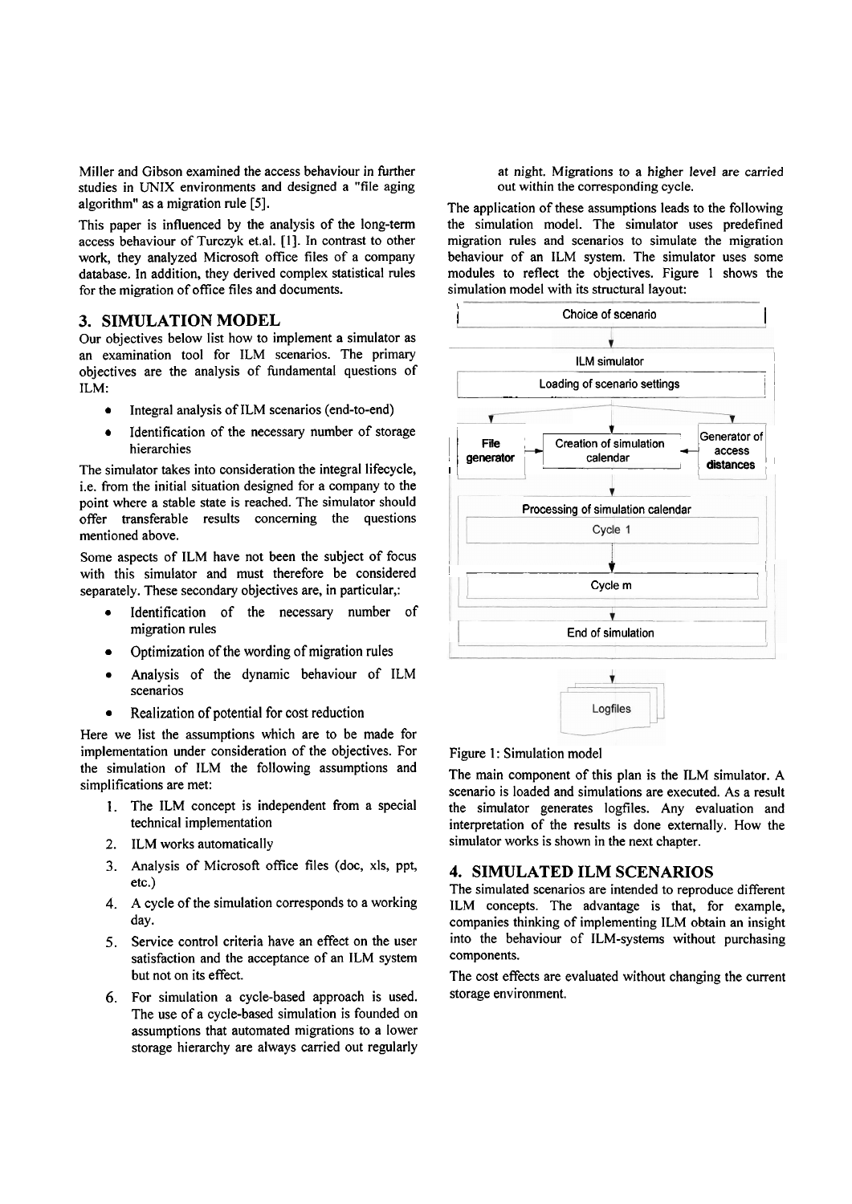Miller and Gibson examined the access behaviour in further studies in UNIX environments and designed a "file aging algorithm" as a migration rule [5].

This paper is influenced by the analysis of the long-term access behaviour of Turczyk et.al. [1]. In contrast to other work, they analyzed Microsoft office files of a company database. In addition, they derived complex statistical rules for the migration of office files and documents.

## 3. SIMULATION MODEL

Our objectives below list how to implement a simulator as an examination tool for ILM scenarios. The primary objectives are the analysis of fundamental questions of ILM:

- Integral analysis of ILM scenarios (end-to-end)
- Identification of the necessary number of storage hierarchies

The simulator takes into consideration the integral lifecycle, i.e. from the initial situation designed for a company to the point where a stable state is reached. The simulator should offer transferable results concerning the questions mentioned above.

Some aspects of ILM have not been the subject of focus with this simulator and must therefore be considered separately. These secondary objectives are, in particular,:

- Identification of the necessary number of migration rules
- Optimization of the wording of migration rules
- Analysis of the dynamic behaviour of ILM scenarios
- Realization of potential for cost reduction

Here we list the assumptions which are to be made for implementation under consideration of the objectives. For the simulation of ILM the following assumptions and simplifications are met:

1. The ILM concept is independent from a special technical implementation
2. ILM works automatically
3. Analysis of Microsoft office files (doc, xls, ppt, etc.)
4. A cycle of the simulation corresponds to a working day.
5. Service control criteria have an effect on the user satisfaction and the acceptance of an ILM system but not on its effect.
6. For simulation a cycle-based approach is used. The use of a cycle-based simulation is founded on assumptions that automated migrations to a lower storage hierarchy are always carried out regularly at night. Migrations to a higher level are carried out within the corresponding cycle.

The application of these assumptions leads to the following the simulation model. The simulator uses predefined migration rules and scenarios to simulate the migration behaviour of an ILM system. The simulator uses some modules to reflect the objectives. Figure 1 shows the simulation model with its structural layout:

Choice of scenario → ILM simulator: Loading of scenario settings → File generator / Creation of simulation calendar / Generator of access distances → Processing of simulation calendar: Cycle 1 … Cycle m → End of simulation → Logfiles

Figure 1: Simulation model

The main component of this plan is the ILM simulator. A scenario is loaded and simulations are executed. As a result the simulator generates logfiles. Any evaluation and interpretation of the results is done externally. How the simulator works is shown in the next chapter.

## 4. SIMULATED ILM SCENARIOS

The simulated scenarios are intended to reproduce different ILM concepts. The advantage is that, for example, companies thinking of implementing ILM obtain an insight into the behaviour of ILM-systems without purchasing components.

The cost effects are evaluated without changing the current storage environment.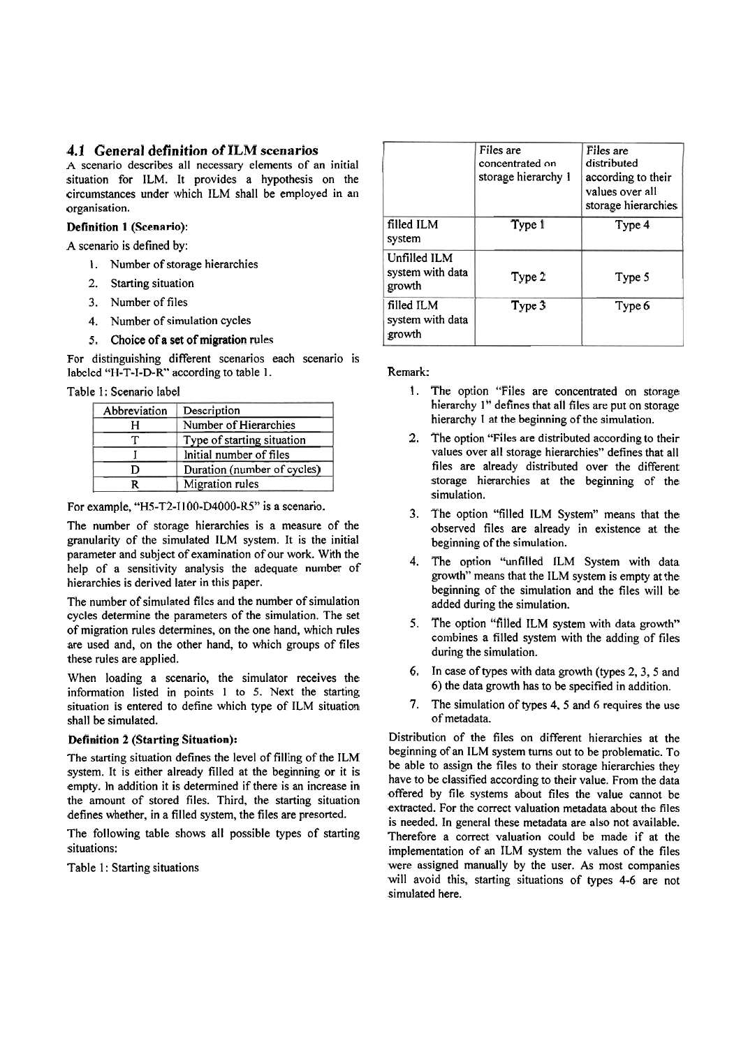### 4.1 General definition of ILM scenarios

A scenario describes all necessary elements of an initial situation for ILM. It provides a hypothesis on the circumstances under which ILM shall be employed in an organisation.

**Definition 1 (Scenario):**

A scenario is defined by:

1. Number of storage hierarchies
2. Starting situation
3. Number of files
4. Number of simulation cycles
5. Choice of a set of migration rules

For distinguishing different scenarios each scenario is labeled "H-T-I-D-R" according to table 1.

Table 1: Scenario label

| Abbreviation | Description |
|---|---|
| H | Number of Hierarchies |
| T | Type of starting situation |
| I | Initial number of files |
| D | Duration (number of cycles) |
| R | Migration rules |

For example, "H5-T2-I100-D4000-R5" is a scenario.

The number of storage hierarchies is a measure of the granularity of the simulated ILM system. It is the initial parameter and subject of examination of our work. With the help of a sensitivity analysis the adequate number of hierarchies is derived later in this paper.

The number of simulated files and the number of simulation cycles determine the parameters of the simulation. The set of migration rules determines, on the one hand, which rules are used and, on the other hand, to which groups of files these rules are applied.

When loading a scenario, the simulator receives the information listed in points 1 to 5. Next the starting situation is entered to define which type of ILM situation shall be simulated.

**Definition 2 (Starting Situation):**

The starting situation defines the level of filling of the ILM system. It is either already filled at the beginning or it is empty. In addition it is determined if there is an increase in the amount of stored files. Third, the starting situation defines whether, in a filled system, the files are presorted.

The following table shows all possible types of starting situations:

Table 1: Starting situations

| | Files are concentrated on storage hierarchy 1 | Files are distributed according to their values over all storage hierarchies |
|---|---|---|
| filled ILM system | Type 1 | Type 4 |
| Unfilled ILM system with data growth | Type 2 | Type 5 |
| filled ILM system with data growth | Type 3 | Type 6 |

Remark:

1. The option "Files are concentrated on storage hierarchy 1" defines that all files are put on storage hierarchy 1 at the beginning of the simulation.
2. The option "Files are distributed according to their values over all storage hierarchies" defines that all files are already distributed over the different storage hierarchies at the beginning of the simulation.
3. The option "filled ILM System" means that the observed files are already in existence at the beginning of the simulation.
4. The option "unfilled ILM System with data growth" means that the ILM system is empty at the beginning of the simulation and the files will be added during the simulation.
5. The option "filled ILM system with data growth" combines a filled system with the adding of files during the simulation.
6. In case of types with data growth (types 2, 3, 5 and 6) the data growth has to be specified in addition.
7. The simulation of types 4, 5 and 6 requires the use of metadata.

Distribution of the files on different hierarchies at the beginning of an ILM system turns out to be problematic. To be able to assign the files to their storage hierarchies they have to be classified according to their value. From the data offered by file systems about files the value cannot be extracted. For the correct valuation metadata about the files is needed. In general these metadata are also not available. Therefore a correct valuation could be made if at the implementation of an ILM system the values of the files were assigned manually by the user. As most companies will avoid this, starting situations of types 4-6 are not simulated here.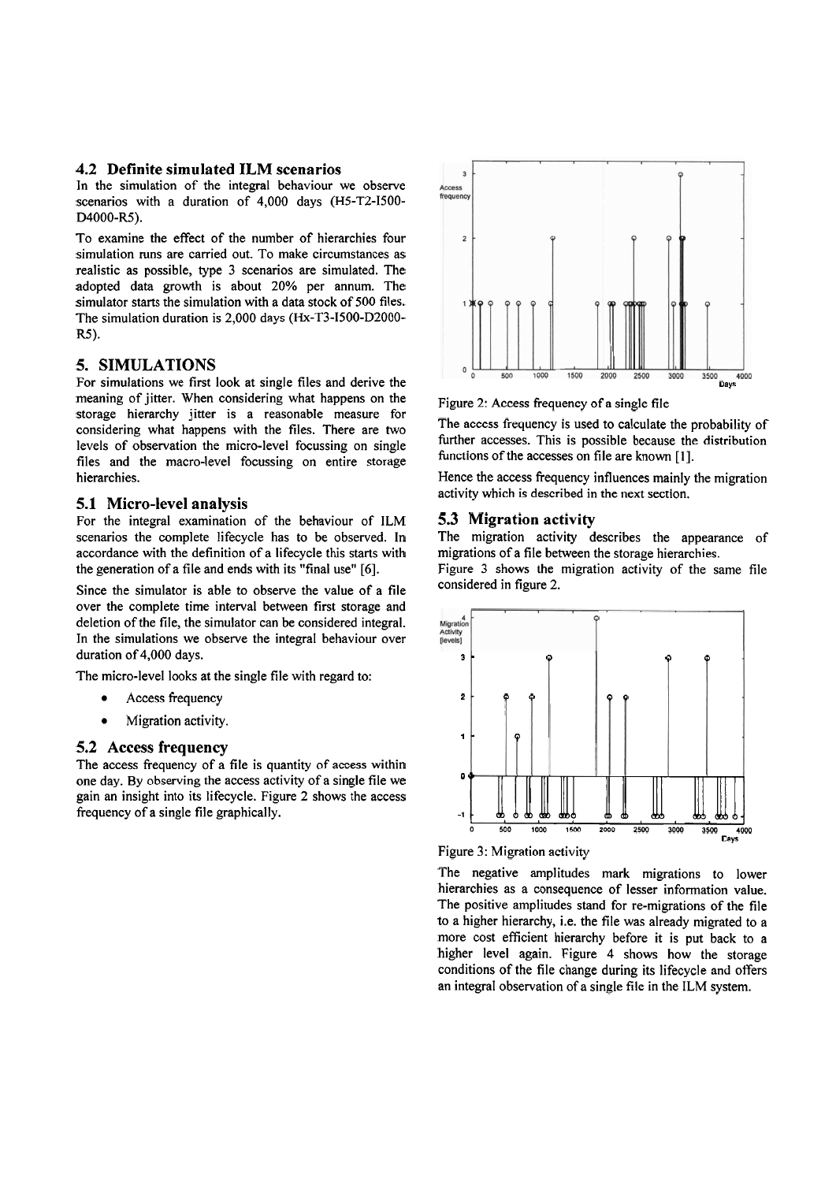### 4.2 Definite simulated ILM scenarios

In the simulation of the integral behaviour we observe scenarios with a duration of 4,000 days (H5-T2-I500-D4000-R5).

To examine the effect of the number of hierarchies four simulation runs are carried out. To make circumstances as realistic as possible, type 3 scenarios are simulated. The adopted data growth is about 20% per annum. The simulator starts the simulation with a data stock of 500 files. The simulation duration is 2,000 days (Hx-T3-I500-D2000-R5).

## 5. SIMULATIONS

For simulations we first look at single files and derive the meaning of jitter. When considering what happens on the storage hierarchy jitter is a reasonable measure for considering what happens with the files. There are two levels of observation the micro-level focussing on single files and the macro-level focussing on entire storage hierarchies.

### 5.1 Micro-level analysis

For the integral examination of the behaviour of ILM scenarios the complete lifecycle has to be observed. In accordance with the definition of a lifecycle this starts with the generation of a file and ends with its "final use" [6].

Since the simulator is able to observe the value of a file over the complete time interval between first storage and deletion of the file, the simulator can be considered integral. In the simulations we observe the integral behaviour over duration of 4,000 days.

The micro-level looks at the single file with regard to:

- Access frequency
- Migration activity.

### 5.2 Access frequency

The access frequency of a file is quantity of access within one day. By observing the access activity of a single file we gain an insight into its lifecycle. Figure 2 shows the access frequency of a single file graphically.

Figure 2: Access frequency of a single file

The access frequency is used to calculate the probability of further accesses. This is possible because the distribution functions of the accesses on file are known [1].

Hence the access frequency influences mainly the migration activity which is described in the next section.

### 5.3 Migration activity

The migration activity describes the appearance of migrations of a file between the storage hierarchies.

Figure 3 shows the migration activity of the same file considered in figure 2.

Figure 3: Migration activity

The negative amplitudes mark migrations to lower hierarchies as a consequence of lesser information value. The positive amplitudes stand for re-migrations of the file to a higher hierarchy, i.e. the file was already migrated to a more cost efficient hierarchy before it is put back to a higher level again. Figure 4 shows how the storage conditions of the file change during its lifecycle and offers an integral observation of a single file in the ILM system.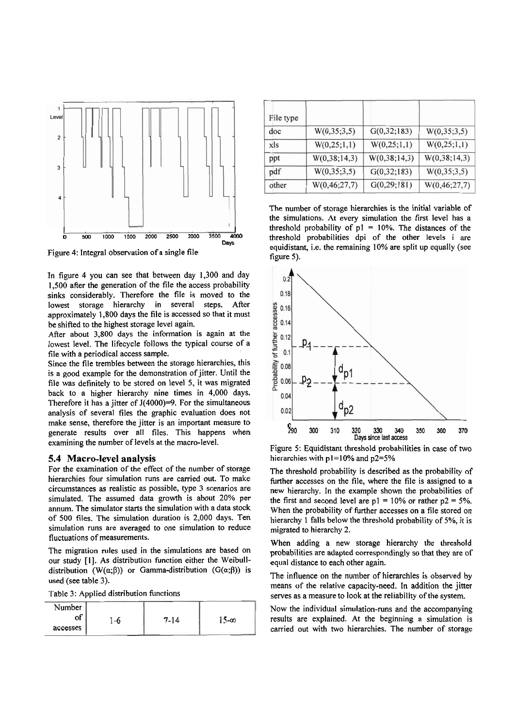Figure 4: Integral observation of a single file

In figure 4 you can see that between day 1,300 and day 1,500 after the generation of the file the access probability sinks considerably. Therefore the file is moved to the lowest storage hierarchy in several steps. After approximately 1,800 days the file is accessed so that it must be shifted to the highest storage level again.

After about 3,800 days the information is again at the lowest level. The lifecycle follows the typical course of a file with a periodical access sample.

Since the file trembles between the storage hierarchies, this is a good example for the demonstration of jitter. Until the file was definitely to be stored on level 5, it was migrated back to a higher hierarchy nine times in 4,000 days. Therefore it has a jitter of J(4000)=9. For the simultaneous analysis of several files the graphic evaluation does not make sense, therefore the jitter is an important measure to generate results over all files. This happens when examining the number of levels at the macro-level.

## 5.4 Macro-level analysis

For the examination of the effect of the number of storage hierarchies four simulation runs are carried out. To make circumstances as realistic as possible, type 3 scenarios are simulated. The assumed data growth is about 20% per annum. The simulator starts the simulation with a data stock of 500 files. The simulation duration is 2,000 days. Ten simulation runs are averaged to one simulation to reduce fluctuations of measurements.

The migration rules used in the simulations are based on our study [1]. As distribution function either the Weibull-distribution ($W(\alpha;\beta)$) or Gamma-distribution ($G(\alpha;\beta)$) is used (see table 3).

Table 3: Applied distribution functions

| Number of accesses | 1-6 | 7-14 | 15-∞ |
|---|---|---|---|
| File type | | | |
| doc | W(0,35;3,5) | G(0,32;183) | W(0,35;3,5) |
| xls | W(0,25;1,1) | W(0,25;1,1) | W(0,25;1,1) |
| ppt | W(0,38;14,3) | W(0,38;14,3) | W(0,38;14,3) |
| pdf | W(0,35;3,5) | G(0,32;183) | W(0,35;3,5) |
| other | W(0,46;27,7) | G(0,29;181) | W(0,46;27,7) |

The number of storage hierarchies is the initial variable of the simulations. At every simulation the first level has a threshold probability of p1 = 10%. The distances of the threshold probabilities dpi of the other levels i are equidistant, i.e. the remaining 10% are split up equally (see figure 5).

Figure 5: Equidistant threshold probabilities in case of two hierarchies with p1=10% and p2=5%

The threshold probability is described as the probability of further accesses on the file, where the file is assigned to a new hierarchy. In the example shown the probabilities of the first and second level are p1 = 10% or rather p2 = 5%. When the probability of further accesses on a file stored on hierarchy 1 falls below the threshold probability of 5%, it is migrated to hierarchy 2.

When adding a new storage hierarchy the threshold probabilities are adapted correspondingly so that they are of equal distance to each other again.

The influence on the number of hierarchies is observed by means of the relative capacity-need. In addition the jitter serves as a measure to look at the reliability of the system.

Now the individual simulation-runs and the accompanying results are explained. At the beginning a simulation is carried out with two hierarchies. The number of storage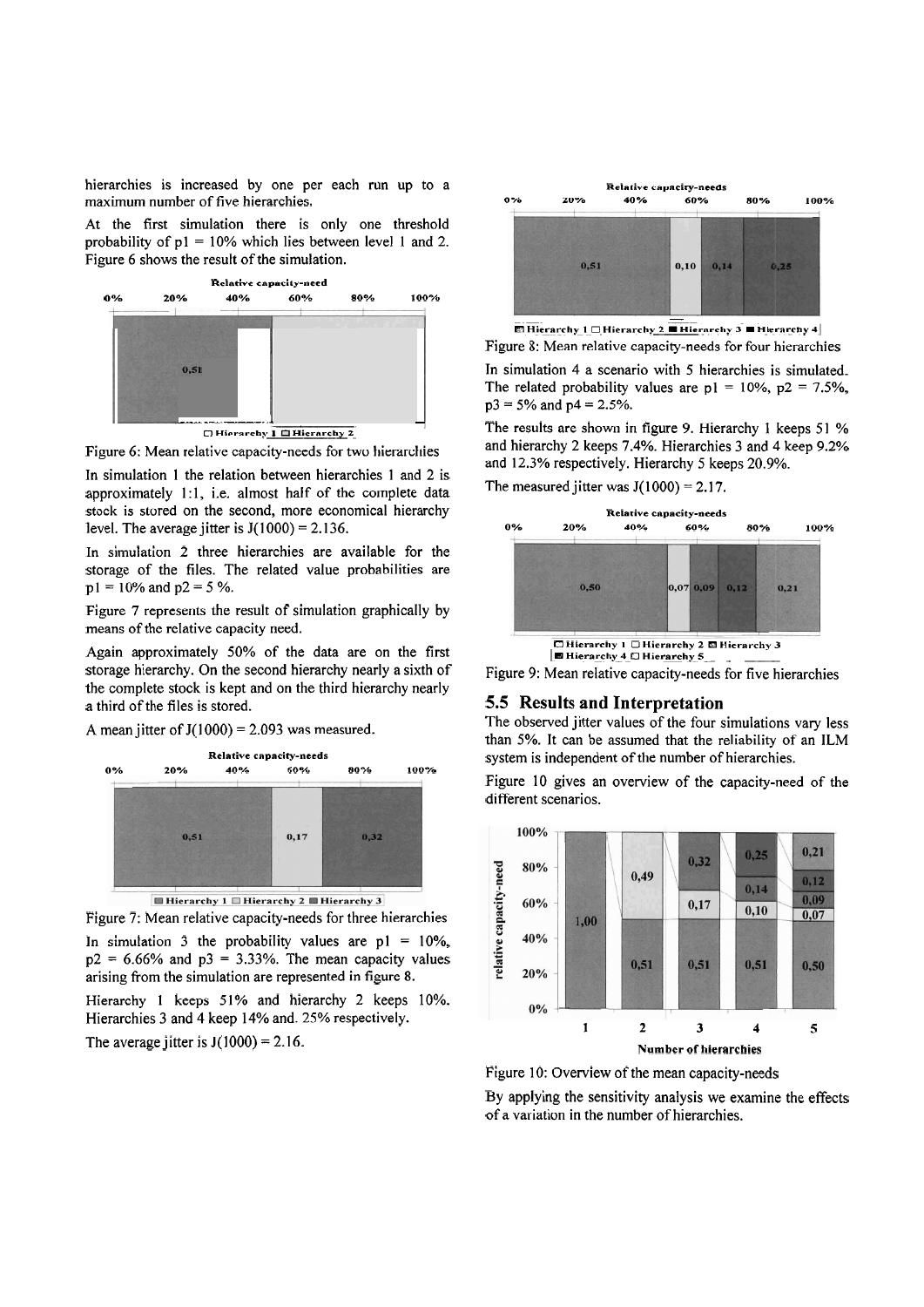hierarchies is increased by one per each run up to a maximum number of five hierarchies.

At the first simulation there is only one threshold probability of $p1 = 10\%$ which lies between level 1 and 2. Figure 6 shows the result of the simulation.

Figure 6: Mean relative capacity-needs for two hierarchies

In simulation 1 the relation between hierarchies 1 and 2 is approximately 1:1, i.e. almost half of the complete data stock is stored on the second, more economical hierarchy level. The average jitter is $J(1000) = 2.136$.

In simulation 2 three hierarchies are available for the storage of the files. The related value probabilities are $p1 = 10\%$ and $p2 = 5\%$.

Figure 7 represents the result of simulation graphically by means of the relative capacity need.

Again approximately 50% of the data are on the first storage hierarchy. On the second hierarchy nearly a sixth of the complete stock is kept and on the third hierarchy nearly a third of the files is stored.

A mean jitter of $J(1000) = 2.093$ was measured.

Figure 7: Mean relative capacity-needs for three hierarchies

In simulation 3 the probability values are $p1 = 10\%$, $p2 = 6.66\%$ and $p3 = 3.33\%$. The mean capacity values arising from the simulation are represented in figure 8.

Hierarchy 1 keeps 51% and hierarchy 2 keeps 10%. Hierarchies 3 and 4 keep 14% and 25% respectively.

The average jitter is $J(1000) = 2.16$.

Figure 8: Mean relative capacity-needs for four hierarchies

In simulation 4 a scenario with 5 hierarchies is simulated. The related probability values are $p1 = 10\%$, $p2 = 7.5\%$, $p3 = 5\%$ and $p4 = 2.5\%$.

The results are shown in figure 9. Hierarchy 1 keeps 51 % and hierarchy 2 keeps 7.4%. Hierarchies 3 and 4 keep 9.2% and 12.3% respectively. Hierarchy 5 keeps 20.9%.

The measured jitter was $J(1000) = 2.17$.

Figure 9: Mean relative capacity-needs for five hierarchies

## 5.5 Results and Interpretation

The observed jitter values of the four simulations vary less than 5%. It can be assumed that the reliability of an ILM system is independent of the number of hierarchies.

Figure 10 gives an overview of the capacity-need of the different scenarios.

Figure 10: Overview of the mean capacity-needs

By applying the sensitivity analysis we examine the effects of a variation in the number of hierarchies.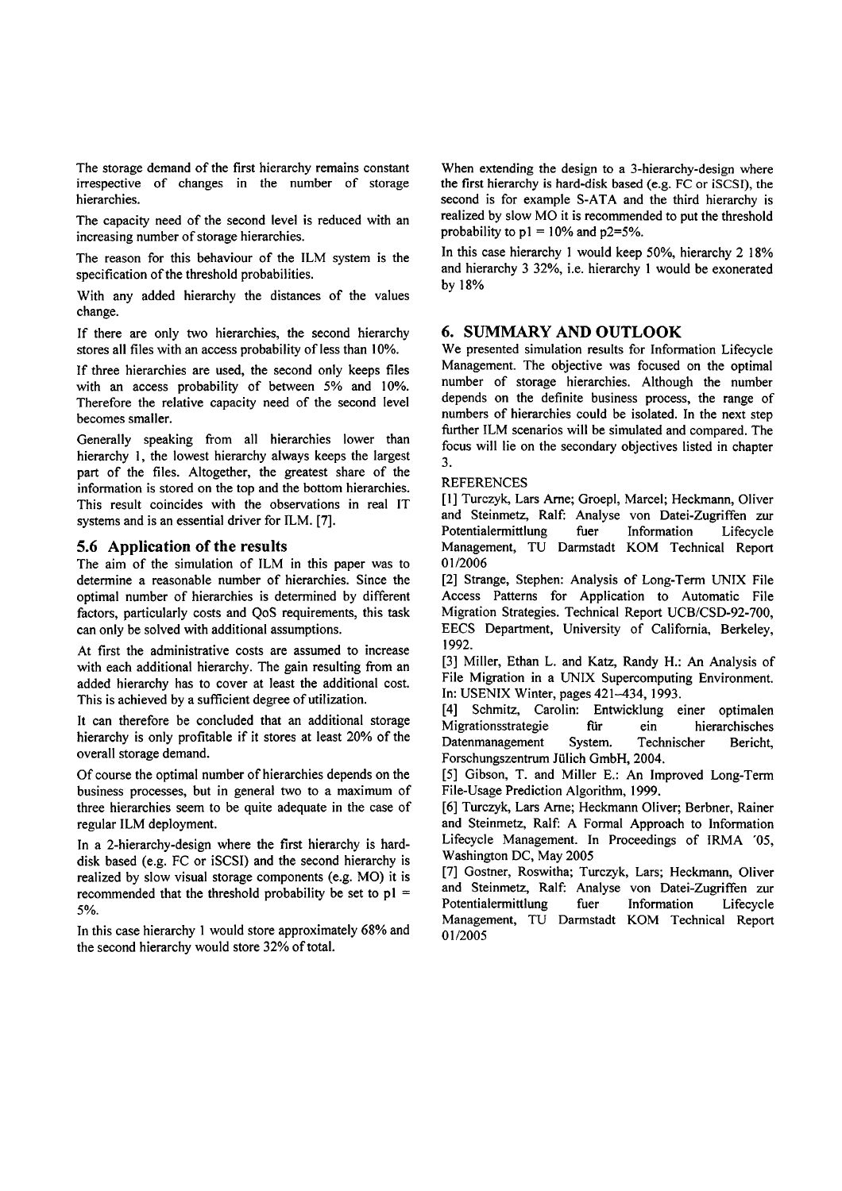The storage demand of the first hierarchy remains constant irrespective of changes in the number of storage hierarchies.

The capacity need of the second level is reduced with an increasing number of storage hierarchies.

The reason for this behaviour of the ILM system is the specification of the threshold probabilities.

With any added hierarchy the distances of the values change.

If there are only two hierarchies, the second hierarchy stores all files with an access probability of less than 10%.

If three hierarchies are used, the second only keeps files with an access probability of between 5% and 10%. Therefore the relative capacity need of the second level becomes smaller.

Generally speaking from all hierarchies lower than hierarchy 1, the lowest hierarchy always keeps the largest part of the files. Altogether, the greatest share of the information is stored on the top and the bottom hierarchies. This result coincides with the observations in real IT systems and is an essential driver for ILM. [7].

### 5.6 Application of the results

The aim of the simulation of ILM in this paper was to determine a reasonable number of hierarchies. Since the optimal number of hierarchies is determined by different factors, particularly costs and QoS requirements, this task can only be solved with additional assumptions.

At first the administrative costs are assumed to increase with each additional hierarchy. The gain resulting from an added hierarchy has to cover at least the additional cost. This is achieved by a sufficient degree of utilization.

It can therefore be concluded that an additional storage hierarchy is only profitable if it stores at least 20% of the overall storage demand.

Of course the optimal number of hierarchies depends on the business processes, but in general two to a maximum of three hierarchies seem to be quite adequate in the case of regular ILM deployment.

In a 2-hierarchy-design where the first hierarchy is hard-disk based (e.g. FC or iSCSI) and the second hierarchy is realized by slow visual storage components (e.g. MO) it is recommended that the threshold probability be set to $p1 = 5\%$.

In this case hierarchy 1 would store approximately 68% and the second hierarchy would store 32% of total.

When extending the design to a 3-hierarchy-design where the first hierarchy is hard-disk based (e.g. FC or iSCSI), the second is for example S-ATA and the third hierarchy is realized by slow MO it is recommended to put the threshold probability to $p1 = 10\%$ and $p2=5\%$.

In this case hierarchy 1 would keep 50%, hierarchy 2 18% and hierarchy 3 32%, i.e. hierarchy 1 would be exonerated by 18%

## 6. SUMMARY AND OUTLOOK

We presented simulation results for Information Lifecycle Management. The objective was focused on the optimal number of storage hierarchies. Although the number depends on the definite business process, the range of numbers of hierarchies could be isolated. In the next step further ILM scenarios will be simulated and compared. The focus will lie on the secondary objectives listed in chapter 3.

REFERENCES

[1] Turczyk, Lars Arne; Groepl, Marcel; Heckmann, Oliver and Steinmetz, Ralf: Analyse von Datei-Zugriffen zur Potentialermittlung fuer Information Lifecycle Management, TU Darmstadt KOM Technical Report 01/2006

[2] Strange, Stephen: Analysis of Long-Term UNIX File Access Patterns for Application to Automatic File Migration Strategies. Technical Report UCB/CSD-92-700, EECS Department, University of California, Berkeley, 1992.

[3] Miller, Ethan L. and Katz, Randy H.: An Analysis of File Migration in a UNIX Supercomputing Environment. In: USENIX Winter, pages 421–434, 1993.

[4] Schmitz, Carolin: Entwicklung einer optimalen Migrationsstrategie für ein hierarchisches Datenmanagement System. Technischer Bericht, Forschungszentrum Jülich GmbH, 2004.

[5] Gibson, T. and Miller E.: An Improved Long-Term File-Usage Prediction Algorithm, 1999.

[6] Turczyk, Lars Arne; Heckmann Oliver; Berbner, Rainer and Steinmetz, Ralf: A Formal Approach to Information Lifecycle Management. In Proceedings of IRMA ´05, Washington DC, May 2005

[7] Gostner, Roswitha; Turczyk, Lars; Heckmann, Oliver and Steinmetz, Ralf: Analyse von Datei-Zugriffen zur Potentialermittlung fuer Information Lifecycle Management, TU Darmstadt KOM Technical Report 01/2005